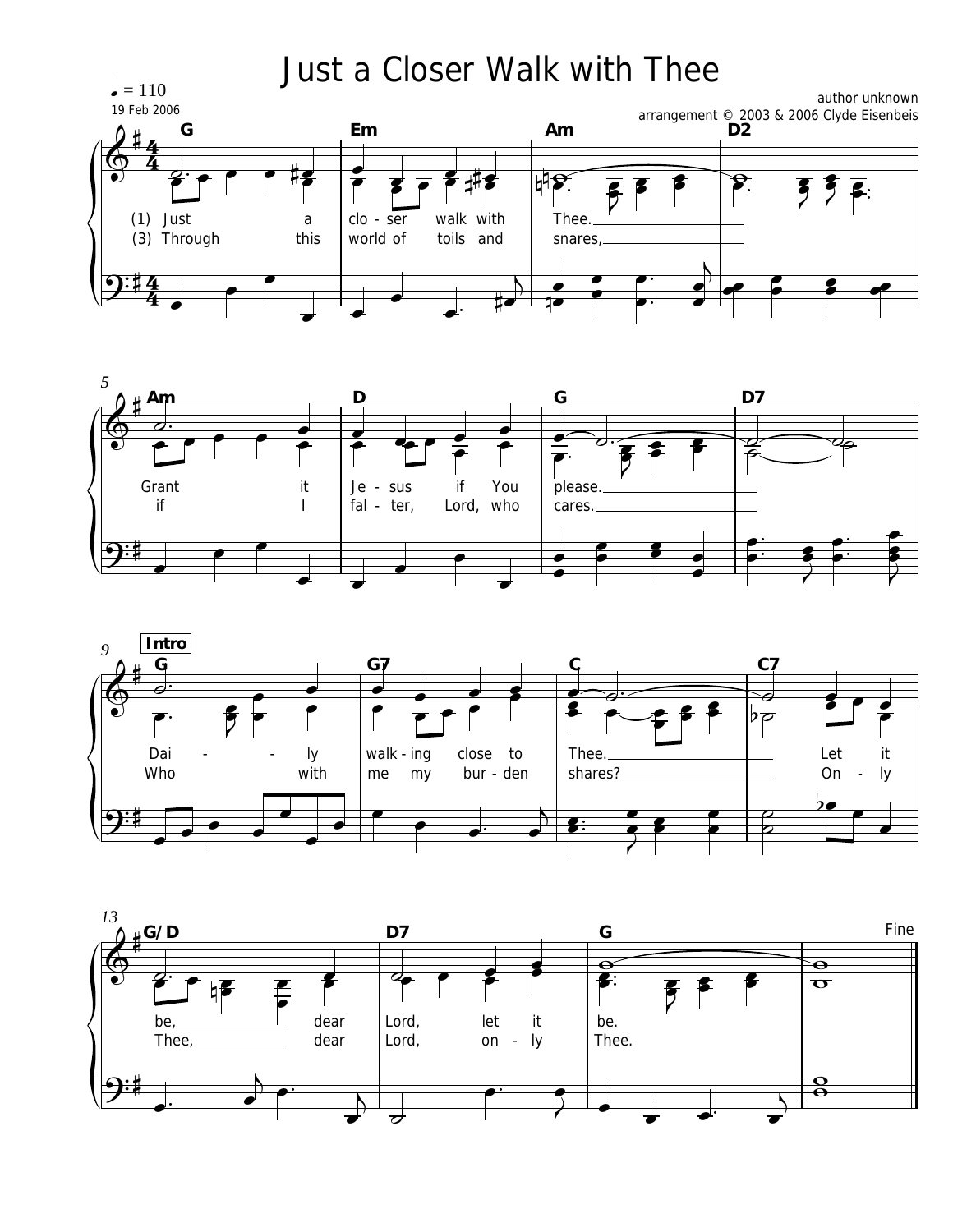# Just a Closer Walk with Thee

♩ = 110

19 Feb 2006

author unknown

arrangement © 2003 & 2006 Clyde Eisenbeis

G | Em | Am | D2

(1) Just a clo - ser walk with Thee.
(3) Through this world of toils and snares,

Am | D | G | D7

Grant it Je - sus if You please.
if I fal - ter, Lord, who cares.

**Intro**

G | G7 | C | C7

Dai - ly walk - ing close to Thee. Let it
Who with me my bur - den shares? On - ly

G/D | D7 | G | Fine

be, dear Lord, let it be.
Thee, dear Lord, on - ly Thee.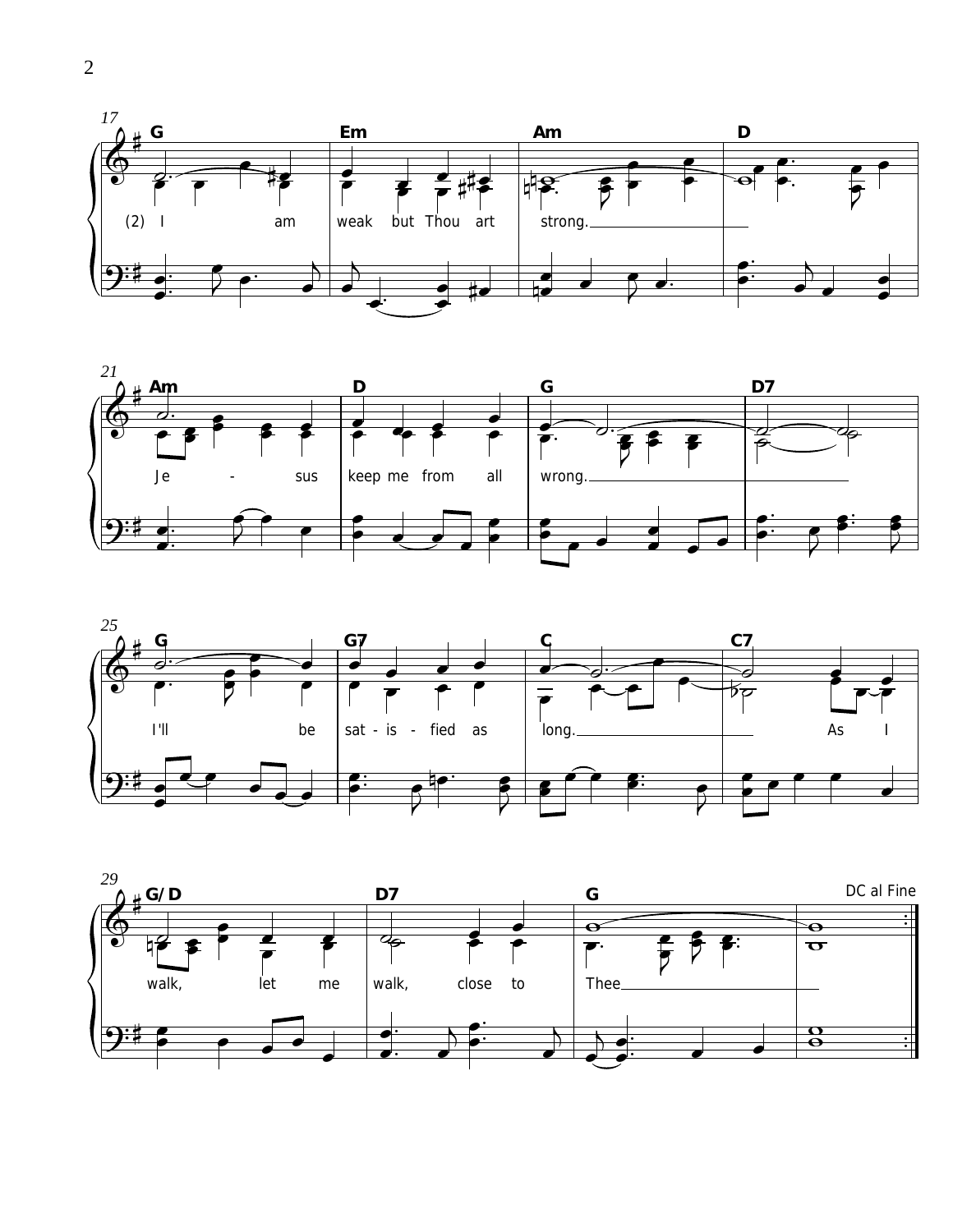17

G Em Am D

(2) I am weak but Thou art strong.

21

Am D G D7

Je - sus keep me from all wrong.

25

G G7 C C7

I'll be sat - is - fied as long. As I

29

G/D D7 G

DC al Fine

walk, let me walk, close to Thee